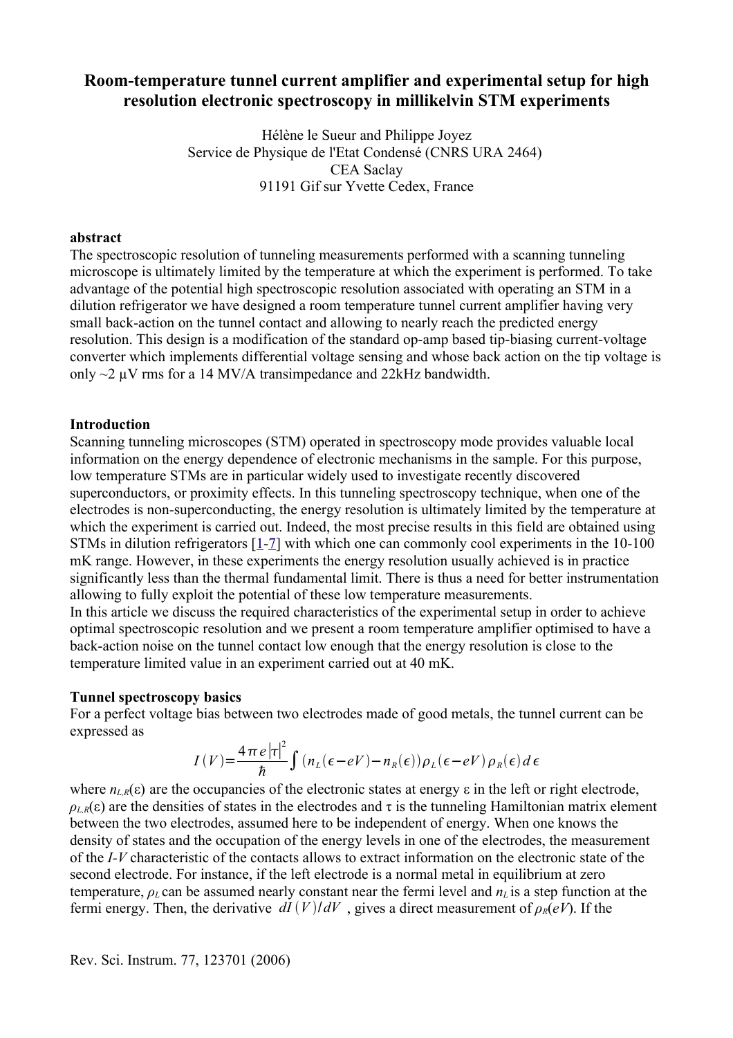# Room-temperature tunnel current amplifier and experimental setup for high resolution electronic spectroscopy in millikelvin STM experiments

Hélène le Sueur and Philippe Joyez
Service de Physique de l'Etat Condensé (CNRS URA 2464)
CEA Saclay
91191 Gif sur Yvette Cedex, France

**abstract**

The spectroscopic resolution of tunneling measurements performed with a scanning tunneling microscope is ultimately limited by the temperature at which the experiment is performed. To take advantage of the potential high spectroscopic resolution associated with operating an STM in a dilution refrigerator we have designed a room temperature tunnel current amplifier having very small back-action on the tunnel contact and allowing to nearly reach the predicted energy resolution. This design is a modification of the standard op-amp based tip-biasing current-voltage converter which implements differential voltage sensing and whose back action on the tip voltage is only ~2 μV rms for a 14 MV/A transimpedance and 22kHz bandwidth.

**Introduction**

Scanning tunneling microscopes (STM) operated in spectroscopy mode provides valuable local information on the energy dependence of electronic mechanisms in the sample. For this purpose, low temperature STMs are in particular widely used to investigate recently discovered superconductors, or proximity effects. In this tunneling spectroscopy technique, when one of the electrodes is non-superconducting, the energy resolution is ultimately limited by the temperature at which the experiment is carried out. Indeed, the most precise results in this field are obtained using STMs in dilution refrigerators [1-7] with which one can commonly cool experiments in the 10-100 mK range. However, in these experiments the energy resolution usually achieved is in practice significantly less than the thermal fundamental limit. There is thus a need for better instrumentation allowing to fully exploit the potential of these low temperature measurements.
In this article we discuss the required characteristics of the experimental setup in order to achieve optimal spectroscopic resolution and we present a room temperature amplifier optimised to have a back-action noise on the tunnel contact low enough that the energy resolution is close to the temperature limited value in an experiment carried out at 40 mK.

**Tunnel spectroscopy basics**

For a perfect voltage bias between two electrodes made of good metals, the tunnel current can be expressed as

$$I(V) = \frac{4\pi e|\tau|^2}{\hbar}\int (n_L(\epsilon - eV) - n_R(\epsilon))\rho_L(\epsilon - eV)\rho_R(\epsilon)\,d\epsilon$$

where $n_{L,R}(\varepsilon)$ are the occupancies of the electronic states at energy ε in the left or right electrode, $\rho_{L,R}(\varepsilon)$ are the densities of states in the electrodes and τ is the tunneling Hamiltonian matrix element between the two electrodes, assumed here to be independent of energy. When one knows the density of states and the occupation of the energy levels in one of the electrodes, the measurement of the *I-V* characteristic of the contacts allows to extract information on the electronic state of the second electrode. For instance, if the left electrode is a normal metal in equilibrium at zero temperature, $\rho_L$ can be assumed nearly constant near the fermi level and $n_L$ is a step function at the fermi energy. Then, the derivative $dI(V)/dV$ , gives a direct measurement of $\rho_R(eV)$. If the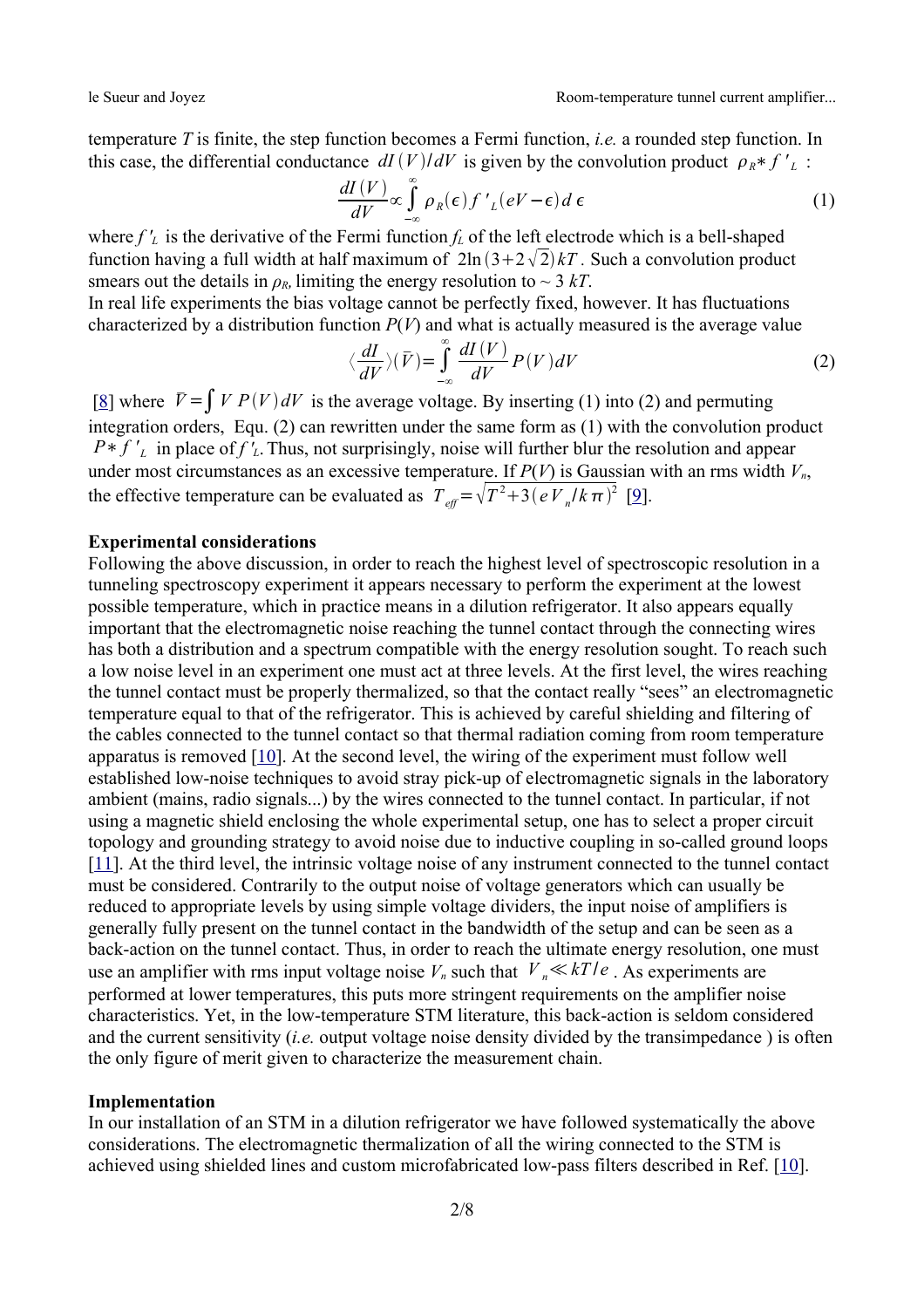temperature $T$ is finite, the step function becomes a Fermi function, *i.e.* a rounded step function. In this case, the differential conductance $dI(V)/dV$ is given by the convolution product $\rho_R * f'_L$ :

$$\frac{dI(V)}{dV} \propto \int_{-\infty}^{\infty} \rho_R(\epsilon) f'_L(eV-\epsilon) d\epsilon \tag{1}$$

where $f'_L$ is the derivative of the Fermi function $f_L$ of the left electrode which is a bell-shaped function having a full width at half maximum of $2\ln(3+2\sqrt{2})kT$. Such a convolution product smears out the details in $\rho_R$, limiting the energy resolution to $\sim 3\ kT$.

In real life experiments the bias voltage cannot be perfectly fixed, however. It has fluctuations characterized by a distribution function $P(V)$ and what is actually measured is the average value

$$\langle \frac{dI}{dV} \rangle (\bar{V}) = \int_{-\infty}^{\infty} \frac{dI(V)}{dV} P(V) dV \tag{2}$$

[8] where $\bar{V} = \int V\, P(V)\, dV$ is the average voltage. By inserting (1) into (2) and permuting integration orders, Equ. (2) can rewritten under the same form as (1) with the convolution product $P * f'_L$ in place of $f'_L$. Thus, not surprisingly, noise will further blur the resolution and appear under most circumstances as an excessive temperature. If $P(V)$ is Gaussian with an rms width $V_n$, the effective temperature can be evaluated as $T_{eff} = \sqrt{T^2 + 3(eV_n/k\pi)^2}$ [9].

**Experimental considerations**

Following the above discussion, in order to reach the highest level of spectroscopic resolution in a tunneling spectroscopy experiment it appears necessary to perform the experiment at the lowest possible temperature, which in practice means in a dilution refrigerator. It also appears equally important that the electromagnetic noise reaching the tunnel contact through the connecting wires has both a distribution and a spectrum compatible with the energy resolution sought. To reach such a low noise level in an experiment one must act at three levels. At the first level, the wires reaching the tunnel contact must be properly thermalized, so that the contact really "sees" an electromagnetic temperature equal to that of the refrigerator. This is achieved by careful shielding and filtering of the cables connected to the tunnel contact so that thermal radiation coming from room temperature apparatus is removed [10]. At the second level, the wiring of the experiment must follow well established low-noise techniques to avoid stray pick-up of electromagnetic signals in the laboratory ambient (mains, radio signals...) by the wires connected to the tunnel contact. In particular, if not using a magnetic shield enclosing the whole experimental setup, one has to select a proper circuit topology and grounding strategy to avoid noise due to inductive coupling in so-called ground loops [11]. At the third level, the intrinsic voltage noise of any instrument connected to the tunnel contact must be considered. Contrarily to the output noise of voltage generators which can usually be reduced to appropriate levels by using simple voltage dividers, the input noise of amplifiers is generally fully present on the tunnel contact in the bandwidth of the setup and can be seen as a back-action on the tunnel contact. Thus, in order to reach the ultimate energy resolution, one must use an amplifier with rms input voltage noise $V_n$ such that $V_n \ll kT/e$. As experiments are performed at lower temperatures, this puts more stringent requirements on the amplifier noise characteristics. Yet, in the low-temperature STM literature, this back-action is seldom considered and the current sensitivity (*i.e.* output voltage noise density divided by the transimpedance ) is often the only figure of merit given to characterize the measurement chain.

**Implementation**

In our installation of an STM in a dilution refrigerator we have followed systematically the above considerations. The electromagnetic thermalization of all the wiring connected to the STM is achieved using shielded lines and custom microfabricated low-pass filters described in Ref. [10].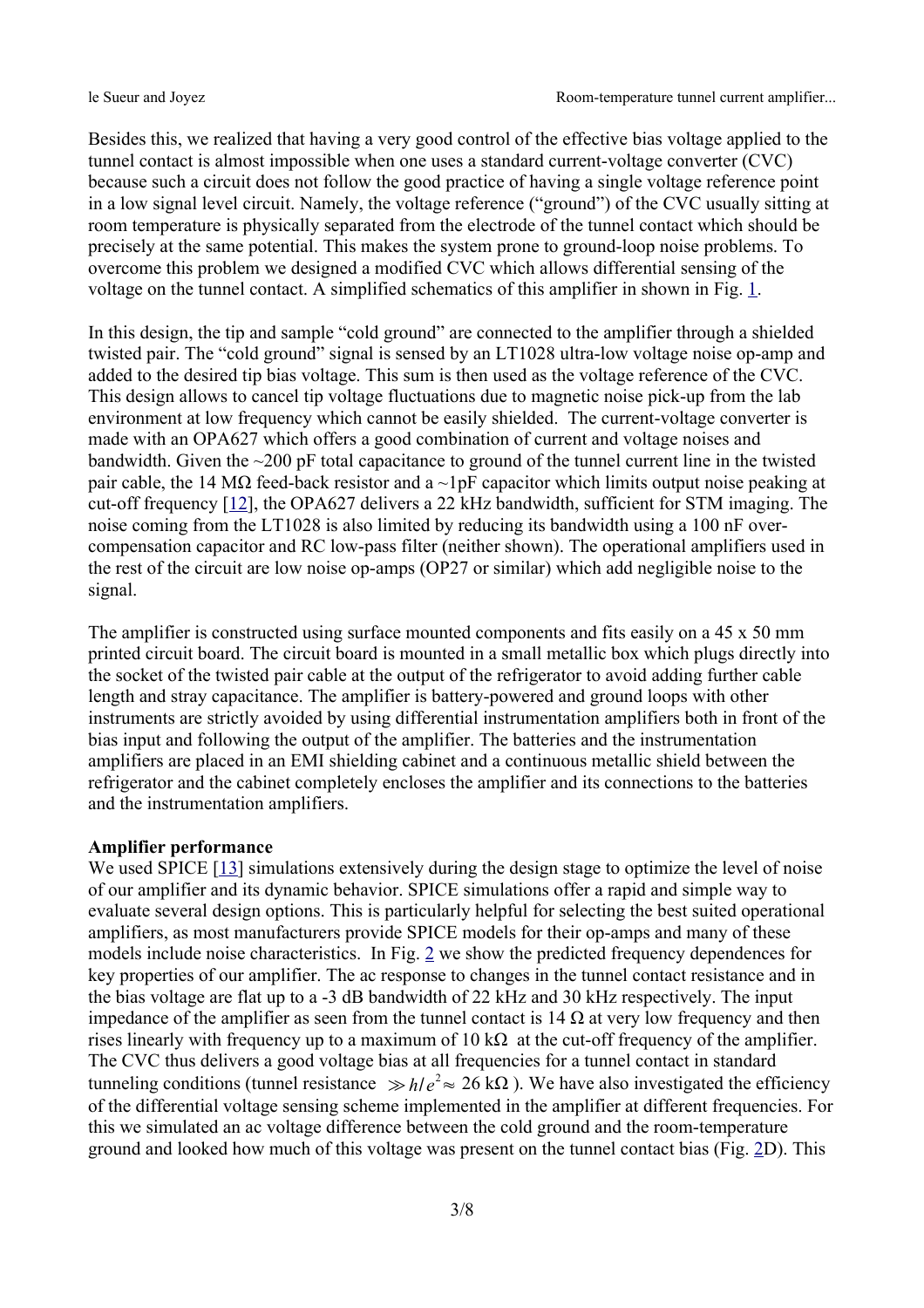Besides this, we realized that having a very good control of the effective bias voltage applied to the tunnel contact is almost impossible when one uses a standard current-voltage converter (CVC) because such a circuit does not follow the good practice of having a single voltage reference point in a low signal level circuit. Namely, the voltage reference ("ground") of the CVC usually sitting at room temperature is physically separated from the electrode of the tunnel contact which should be precisely at the same potential. This makes the system prone to ground-loop noise problems. To overcome this problem we designed a modified CVC which allows differential sensing of the voltage on the tunnel contact. A simplified schematics of this amplifier in shown in Fig. 1.

In this design, the tip and sample "cold ground" are connected to the amplifier through a shielded twisted pair. The "cold ground" signal is sensed by an LT1028 ultra-low voltage noise op-amp and added to the desired tip bias voltage. This sum is then used as the voltage reference of the CVC. This design allows to cancel tip voltage fluctuations due to magnetic noise pick-up from the lab environment at low frequency which cannot be easily shielded. The current-voltage converter is made with an OPA627 which offers a good combination of current and voltage noises and bandwidth. Given the ~200 pF total capacitance to ground of the tunnel current line in the twisted pair cable, the 14 MΩ feed-back resistor and a ~1pF capacitor which limits output noise peaking at cut-off frequency [12], the OPA627 delivers a 22 kHz bandwidth, sufficient for STM imaging. The noise coming from the LT1028 is also limited by reducing its bandwidth using a 100 nF over-compensation capacitor and RC low-pass filter (neither shown). The operational amplifiers used in the rest of the circuit are low noise op-amps (OP27 or similar) which add negligible noise to the signal.

The amplifier is constructed using surface mounted components and fits easily on a 45 x 50 mm printed circuit board. The circuit board is mounted in a small metallic box which plugs directly into the socket of the twisted pair cable at the output of the refrigerator to avoid adding further cable length and stray capacitance. The amplifier is battery-powered and ground loops with other instruments are strictly avoided by using differential instrumentation amplifiers both in front of the bias input and following the output of the amplifier. The batteries and the instrumentation amplifiers are placed in an EMI shielding cabinet and a continuous metallic shield between the refrigerator and the cabinet completely encloses the amplifier and its connections to the batteries and the instrumentation amplifiers.

**Amplifier performance**

We used SPICE [13] simulations extensively during the design stage to optimize the level of noise of our amplifier and its dynamic behavior. SPICE simulations offer a rapid and simple way to evaluate several design options. This is particularly helpful for selecting the best suited operational amplifiers, as most manufacturers provide SPICE models for their op-amps and many of these models include noise characteristics. In Fig. 2 we show the predicted frequency dependences for key properties of our amplifier. The ac response to changes in the tunnel contact resistance and in the bias voltage are flat up to a -3 dB bandwidth of 22 kHz and 30 kHz respectively. The input impedance of the amplifier as seen from the tunnel contact is 14 Ω at very low frequency and then rises linearly with frequency up to a maximum of 10 kΩ at the cut-off frequency of the amplifier. The CVC thus delivers a good voltage bias at all frequencies for a tunnel contact in standard tunneling conditions (tunnel resistance $\gg h/e^2 \approx$ 26 kΩ ). We have also investigated the efficiency of the differential voltage sensing scheme implemented in the amplifier at different frequencies. For this we simulated an ac voltage difference between the cold ground and the room-temperature ground and looked how much of this voltage was present on the tunnel contact bias (Fig. 2D). This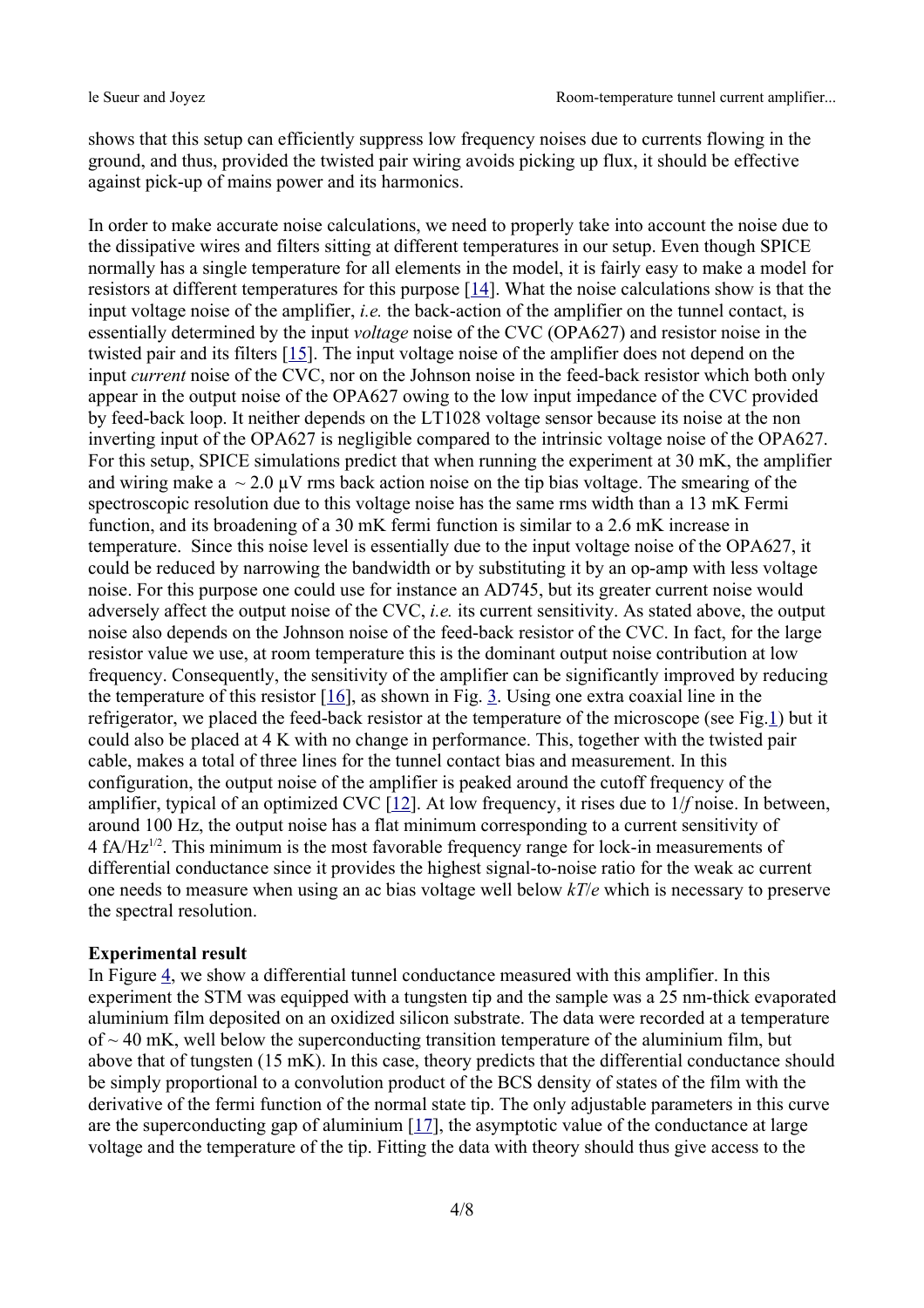shows that this setup can efficiently suppress low frequency noises due to currents flowing in the ground, and thus, provided the twisted pair wiring avoids picking up flux, it should be effective against pick-up of mains power and its harmonics.

In order to make accurate noise calculations, we need to properly take into account the noise due to the dissipative wires and filters sitting at different temperatures in our setup. Even though SPICE normally has a single temperature for all elements in the model, it is fairly easy to make a model for resistors at different temperatures for this purpose [14]. What the noise calculations show is that the input voltage noise of the amplifier, *i.e.* the back-action of the amplifier on the tunnel contact, is essentially determined by the input *voltage* noise of the CVC (OPA627) and resistor noise in the twisted pair and its filters [15]. The input voltage noise of the amplifier does not depend on the input *current* noise of the CVC, nor on the Johnson noise in the feed-back resistor which both only appear in the output noise of the OPA627 owing to the low input impedance of the CVC provided by feed-back loop. It neither depends on the LT1028 voltage sensor because its noise at the non inverting input of the OPA627 is negligible compared to the intrinsic voltage noise of the OPA627. For this setup, SPICE simulations predict that when running the experiment at 30 mK, the amplifier and wiring make a ~ 2.0 μV rms back action noise on the tip bias voltage. The smearing of the spectroscopic resolution due to this voltage noise has the same rms width than a 13 mK Fermi function, and its broadening of a 30 mK fermi function is similar to a 2.6 mK increase in temperature. Since this noise level is essentially due to the input voltage noise of the OPA627, it could be reduced by narrowing the bandwidth or by substituting it by an op-amp with less voltage noise. For this purpose one could use for instance an AD745, but its greater current noise would adversely affect the output noise of the CVC, *i.e.* its current sensitivity. As stated above, the output noise also depends on the Johnson noise of the feed-back resistor of the CVC. In fact, for the large resistor value we use, at room temperature this is the dominant output noise contribution at low frequency. Consequently, the sensitivity of the amplifier can be significantly improved by reducing the temperature of this resistor [16], as shown in Fig. 3. Using one extra coaxial line in the refrigerator, we placed the feed-back resistor at the temperature of the microscope (see Fig.1) but it could also be placed at 4 K with no change in performance. This, together with the twisted pair cable, makes a total of three lines for the tunnel contact bias and measurement. In this configuration, the output noise of the amplifier is peaked around the cutoff frequency of the amplifier, typical of an optimized CVC [12]. At low frequency, it rises due to $1/f$ noise. In between, around 100 Hz, the output noise has a flat minimum corresponding to a current sensitivity of 4 $\mathrm{fA/Hz^{1/2}}$. This minimum is the most favorable frequency range for lock-in measurements of differential conductance since it provides the highest signal-to-noise ratio for the weak ac current one needs to measure when using an ac bias voltage well below $kT/e$ which is necessary to preserve the spectral resolution.

**Experimental result**

In Figure 4, we show a differential tunnel conductance measured with this amplifier. In this experiment the STM was equipped with a tungsten tip and the sample was a 25 nm-thick evaporated aluminium film deposited on an oxidized silicon substrate. The data were recorded at a temperature of ~ 40 mK, well below the superconducting transition temperature of the aluminium film, but above that of tungsten (15 mK). In this case, theory predicts that the differential conductance should be simply proportional to a convolution product of the BCS density of states of the film with the derivative of the fermi function of the normal state tip. The only adjustable parameters in this curve are the superconducting gap of aluminium [17], the asymptotic value of the conductance at large voltage and the temperature of the tip. Fitting the data with theory should thus give access to the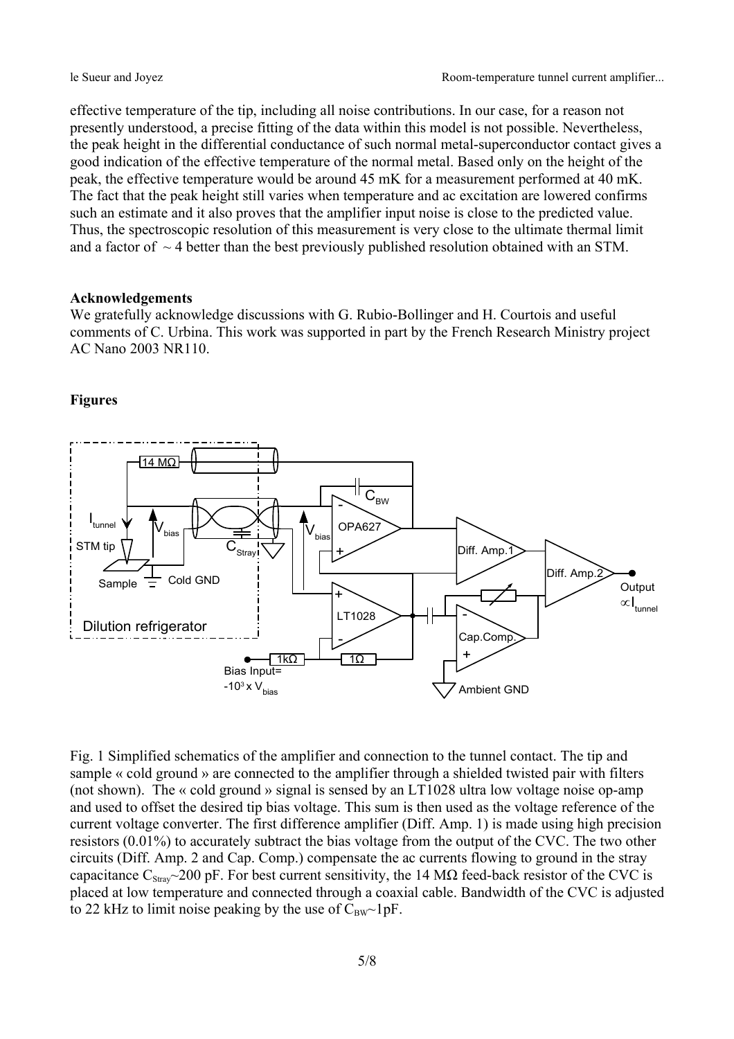effective temperature of the tip, including all noise contributions. In our case, for a reason not presently understood, a precise fitting of the data within this model is not possible. Nevertheless, the peak height in the differential conductance of such normal metal-superconductor contact gives a good indication of the effective temperature of the normal metal. Based only on the height of the peak, the effective temperature would be around 45 mK for a measurement performed at 40 mK. The fact that the peak height still varies when temperature and ac excitation are lowered confirms such an estimate and it also proves that the amplifier input noise is close to the predicted value. Thus, the spectroscopic resolution of this measurement is very close to the ultimate thermal limit and a factor of ~ 4 better than the best previously published resolution obtained with an STM.

**Acknowledgements**

We gratefully acknowledge discussions with G. Rubio-Bollinger and H. Courtois and useful comments of C. Urbina. This work was supported in part by the French Research Ministry project AC Nano 2003 NR110.

**Figures**

Fig. 1 Simplified schematics of the amplifier and connection to the tunnel contact. The tip and sample « cold ground » are connected to the amplifier through a shielded twisted pair with filters (not shown). The « cold ground » signal is sensed by an LT1028 ultra low voltage noise op-amp and used to offset the desired tip bias voltage. This sum is then used as the voltage reference of the current voltage converter. The first difference amplifier (Diff. Amp. 1) is made using high precision resistors (0.01%) to accurately subtract the bias voltage from the output of the CVC. The two other circuits (Diff. Amp. 2 and Cap. Comp.) compensate the ac currents flowing to ground in the stray capacitance $C_{Stray}$~200 pF. For best current sensitivity, the 14 MΩ feed-back resistor of the CVC is placed at low temperature and connected through a coaxial cable. Bandwidth of the CVC is adjusted to 22 kHz to limit noise peaking by the use of $C_{BW}$~1pF.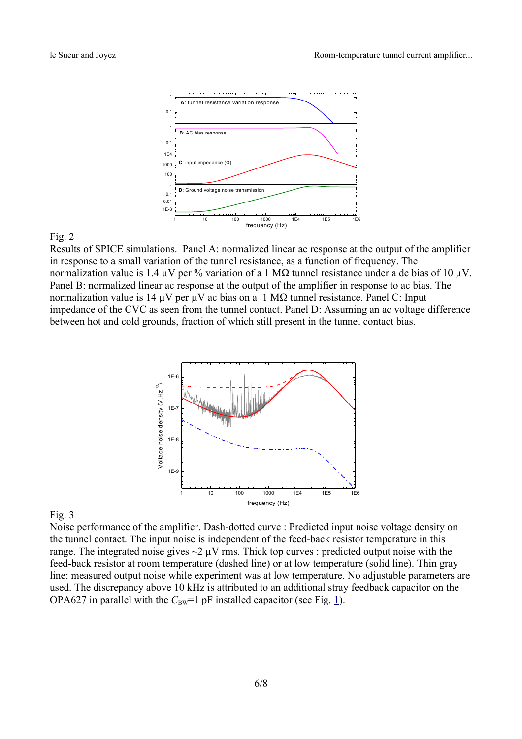Fig. 2

Results of SPICE simulations. Panel A: normalized linear ac response at the output of the amplifier in response to a small variation of the tunnel resistance, as a function of frequency. The normalization value is 1.4 µV per % variation of a 1 MΩ tunnel resistance under a dc bias of 10 µV. Panel B: normalized linear ac response at the output of the amplifier in response to ac bias. The normalization value is 14 µV per µV ac bias on a 1 MΩ tunnel resistance. Panel C: Input impedance of the CVC as seen from the tunnel contact. Panel D: Assuming an ac voltage difference between hot and cold grounds, fraction of which still present in the tunnel contact bias.

Fig. 3

Noise performance of the amplifier. Dash-dotted curve : Predicted input noise voltage density on the tunnel contact. The input noise is independent of the feed-back resistor temperature in this range. The integrated noise gives ~2 µV rms. Thick top curves : predicted output noise with the feed-back resistor at room temperature (dashed line) or at low temperature (solid line). Thin gray line: measured output noise while experiment was at low temperature. No adjustable parameters are used. The discrepancy above 10 kHz is attributed to an additional stray feedback capacitor on the OPA627 in parallel with the $C_{BW}$=1 pF installed capacitor (see Fig. 1).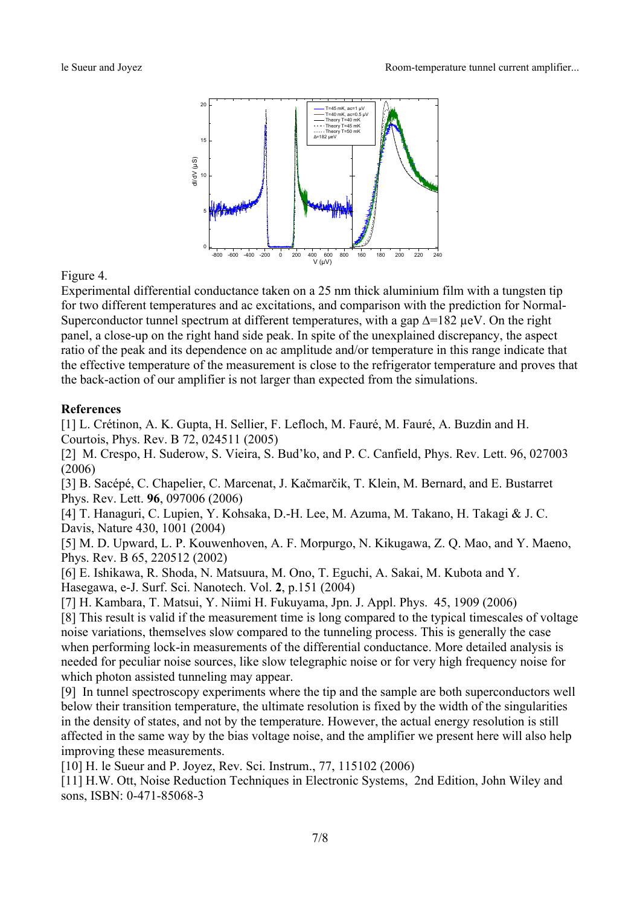Figure 4.

Experimental differential conductance taken on a 25 nm thick aluminium film with a tungsten tip for two different temperatures and ac excitations, and comparison with the prediction for Normal-Superconductor tunnel spectrum at different temperatures, with a gap $\Delta$=182 μeV. On the right panel, a close-up on the right hand side peak. In spite of the unexplained discrepancy, the aspect ratio of the peak and its dependence on ac amplitude and/or temperature in this range indicate that the effective temperature of the measurement is close to the refrigerator temperature and proves that the back-action of our amplifier is not larger than expected from the simulations.

**References**

[1] L. Crétinon, A. K. Gupta, H. Sellier, F. Lefloch, M. Fauré, M. Fauré, A. Buzdin and H. Courtois, Phys. Rev. B 72, 024511 (2005)

[2] M. Crespo, H. Suderow, S. Vieira, S. Bud'ko, and P. C. Canfield, Phys. Rev. Lett. 96, 027003 (2006)

[3] B. Sacépé, C. Chapelier, C. Marcenat, J. Kačmarčik, T. Klein, M. Bernard, and E. Bustarret Phys. Rev. Lett. **96**, 097006 (2006)

[4] T. Hanaguri, C. Lupien, Y. Kohsaka, D.-H. Lee, M. Azuma, M. Takano, H. Takagi & J. C. Davis, Nature 430, 1001 (2004)

[5] M. D. Upward, L. P. Kouwenhoven, A. F. Morpurgo, N. Kikugawa, Z. Q. Mao, and Y. Maeno, Phys. Rev. B 65, 220512 (2002)

[6] E. Ishikawa, R. Shoda, N. Matsuura, M. Ono, T. Eguchi, A. Sakai, M. Kubota and Y. Hasegawa, e-J. Surf. Sci. Nanotech. Vol. **2**, p.151 (2004)

[7] H. Kambara, T. Matsui, Y. Niimi H. Fukuyama, Jpn. J. Appl. Phys. 45, 1909 (2006)

[8] This result is valid if the measurement time is long compared to the typical timescales of voltage noise variations, themselves slow compared to the tunneling process. This is generally the case when performing lock-in measurements of the differential conductance. More detailed analysis is needed for peculiar noise sources, like slow telegraphic noise or for very high frequency noise for which photon assisted tunneling may appear.

[9] In tunnel spectroscopy experiments where the tip and the sample are both superconductors well below their transition temperature, the ultimate resolution is fixed by the width of the singularities in the density of states, and not by the temperature. However, the actual energy resolution is still affected in the same way by the bias voltage noise, and the amplifier we present here will also help improving these measurements.

[10] H. le Sueur and P. Joyez, Rev. Sci. Instrum., 77, 115102 (2006)

[11] H.W. Ott, Noise Reduction Techniques in Electronic Systems, 2nd Edition, John Wiley and sons, ISBN: 0-471-85068-3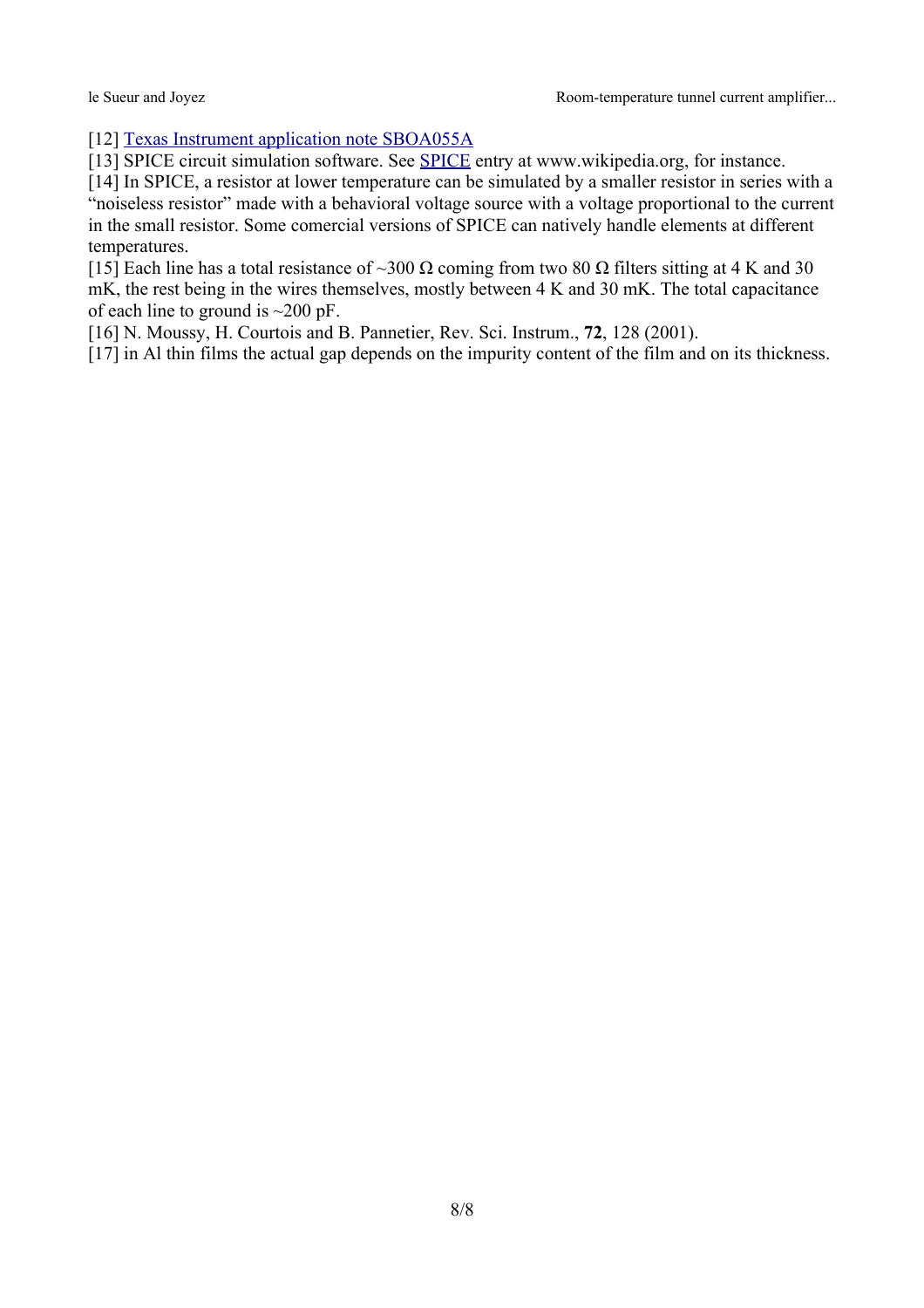[12] Texas Instrument application note SBOA055A

[13] SPICE circuit simulation software. See SPICE entry at www.wikipedia.org, for instance.

[14] In SPICE, a resistor at lower temperature can be simulated by a smaller resistor in series with a "noiseless resistor" made with a behavioral voltage source with a voltage proportional to the current in the small resistor. Some comercial versions of SPICE can natively handle elements at different temperatures.

[15] Each line has a total resistance of ~300 Ω coming from two 80 Ω filters sitting at 4 K and 30 mK, the rest being in the wires themselves, mostly between 4 K and 30 mK. The total capacitance of each line to ground is ~200 pF.

[16] N. Moussy, H. Courtois and B. Pannetier, Rev. Sci. Instrum., **72**, 128 (2001).

[17] in Al thin films the actual gap depends on the impurity content of the film and on its thickness.